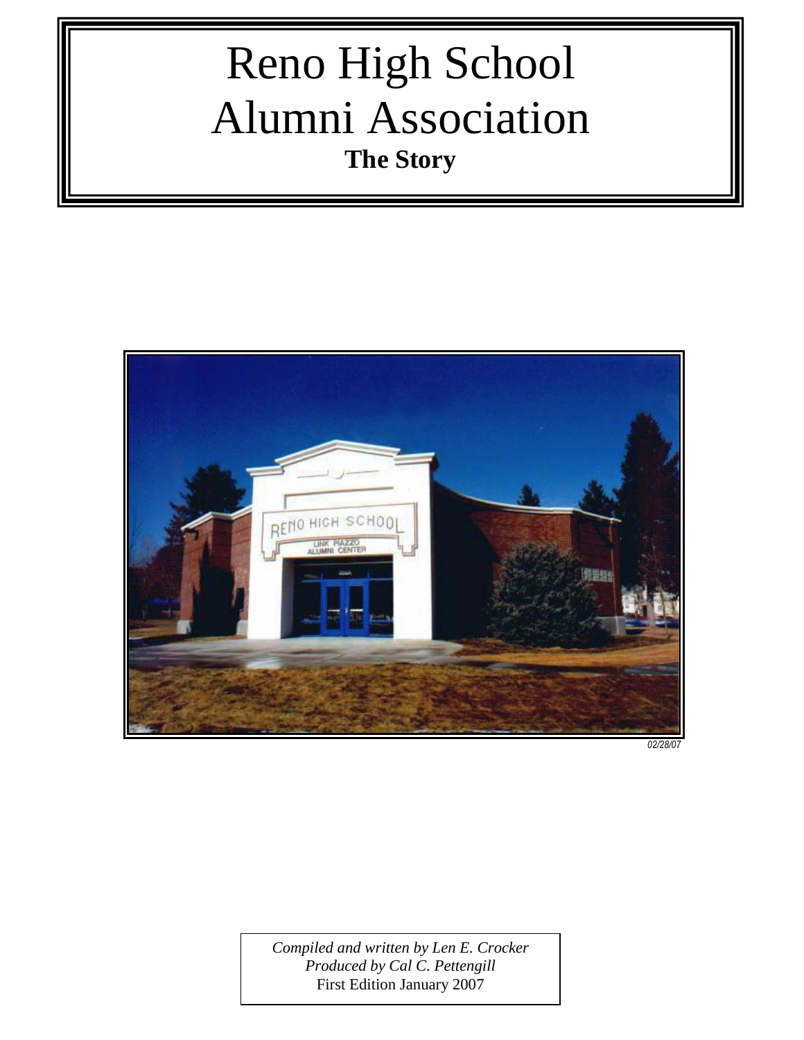# Reno High School Alumni Association

**The Story**

*02/28/07*

*Compiled and written by Len E. Crocker*
*Produced by Cal C. Pettengill*
First Edition January 2007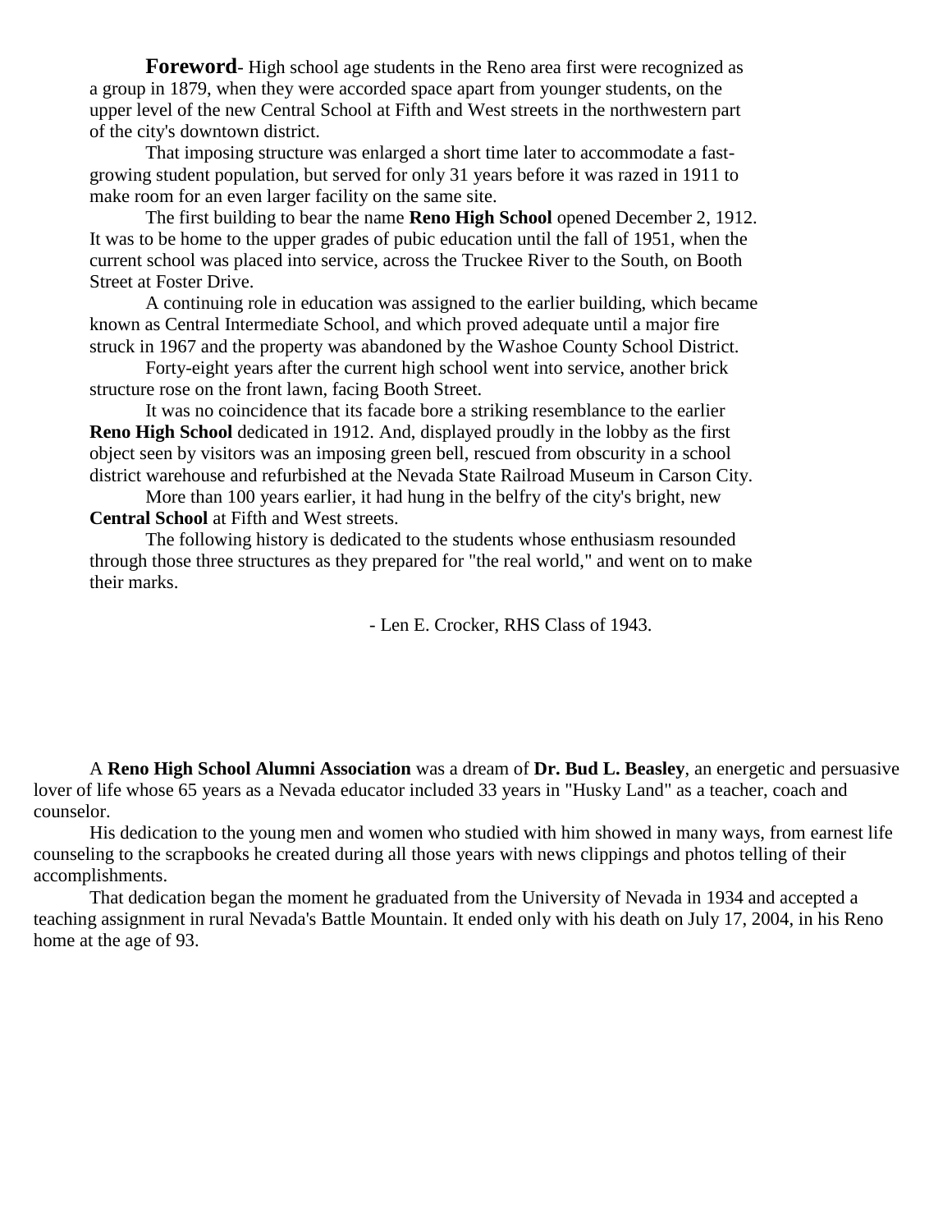**Foreword**- High school age students in the Reno area first were recognized as a group in 1879, when they were accorded space apart from younger students, on the upper level of the new Central School at Fifth and West streets in the northwestern part of the city's downtown district.

That imposing structure was enlarged a short time later to accommodate a fast-growing student population, but served for only 31 years before it was razed in 1911 to make room for an even larger facility on the same site.

The first building to bear the name **Reno High School** opened December 2, 1912. It was to be home to the upper grades of pubic education until the fall of 1951, when the current school was placed into service, across the Truckee River to the South, on Booth Street at Foster Drive.

A continuing role in education was assigned to the earlier building, which became known as Central Intermediate School, and which proved adequate until a major fire struck in 1967 and the property was abandoned by the Washoe County School District.

Forty-eight years after the current high school went into service, another brick structure rose on the front lawn, facing Booth Street.

It was no coincidence that its facade bore a striking resemblance to the earlier **Reno High School** dedicated in 1912. And, displayed proudly in the lobby as the first object seen by visitors was an imposing green bell, rescued from obscurity in a school district warehouse and refurbished at the Nevada State Railroad Museum in Carson City.

More than 100 years earlier, it had hung in the belfry of the city's bright, new **Central School** at Fifth and West streets.

The following history is dedicated to the students whose enthusiasm resounded through those three structures as they prepared for "the real world," and went on to make their marks.

- Len E. Crocker, RHS Class of 1943.

A **Reno High School Alumni Association** was a dream of **Dr. Bud L. Beasley**, an energetic and persuasive lover of life whose 65 years as a Nevada educator included 33 years in "Husky Land" as a teacher, coach and counselor.

His dedication to the young men and women who studied with him showed in many ways, from earnest life counseling to the scrapbooks he created during all those years with news clippings and photos telling of their accomplishments.

That dedication began the moment he graduated from the University of Nevada in 1934 and accepted a teaching assignment in rural Nevada's Battle Mountain. It ended only with his death on July 17, 2004, in his Reno home at the age of 93.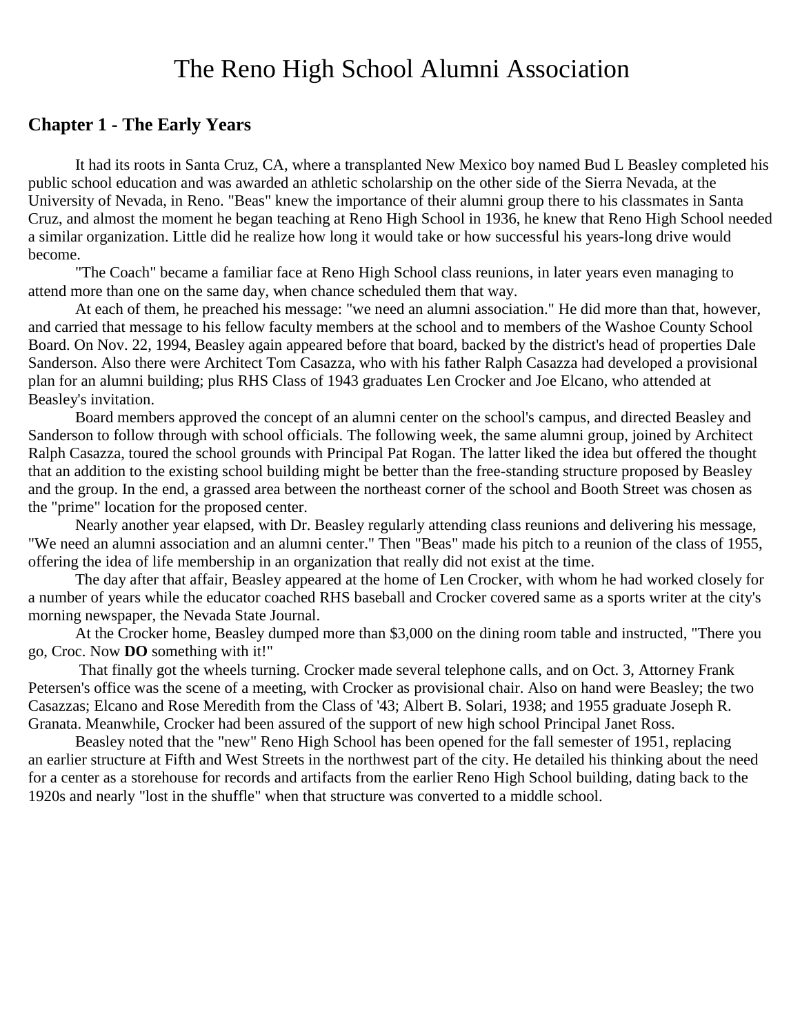# The Reno High School Alumni Association

## Chapter 1 - The Early Years

It had its roots in Santa Cruz, CA, where a transplanted New Mexico boy named Bud L Beasley completed his public school education and was awarded an athletic scholarship on the other side of the Sierra Nevada, at the University of Nevada, in Reno. "Beas" knew the importance of their alumni group there to his classmates in Santa Cruz, and almost the moment he began teaching at Reno High School in 1936, he knew that Reno High School needed a similar organization. Little did he realize how long it would take or how successful his years-long drive would become.

"The Coach" became a familiar face at Reno High School class reunions, in later years even managing to attend more than one on the same day, when chance scheduled them that way.

At each of them, he preached his message: "we need an alumni association." He did more than that, however, and carried that message to his fellow faculty members at the school and to members of the Washoe County School Board. On Nov. 22, 1994, Beasley again appeared before that board, backed by the district's head of properties Dale Sanderson. Also there were Architect Tom Casazza, who with his father Ralph Casazza had developed a provisional plan for an alumni building; plus RHS Class of 1943 graduates Len Crocker and Joe Elcano, who attended at Beasley's invitation.

Board members approved the concept of an alumni center on the school's campus, and directed Beasley and Sanderson to follow through with school officials. The following week, the same alumni group, joined by Architect Ralph Casazza, toured the school grounds with Principal Pat Rogan. The latter liked the idea but offered the thought that an addition to the existing school building might be better than the free-standing structure proposed by Beasley and the group. In the end, a grassed area between the northeast corner of the school and Booth Street was chosen as the "prime" location for the proposed center.

Nearly another year elapsed, with Dr. Beasley regularly attending class reunions and delivering his message, "We need an alumni association and an alumni center." Then "Beas" made his pitch to a reunion of the class of 1955, offering the idea of life membership in an organization that really did not exist at the time.

The day after that affair, Beasley appeared at the home of Len Crocker, with whom he had worked closely for a number of years while the educator coached RHS baseball and Crocker covered same as a sports writer at the city's morning newspaper, the Nevada State Journal.

At the Crocker home, Beasley dumped more than $3,000 on the dining room table and instructed, "There you go, Croc. Now **DO** something with it!"

That finally got the wheels turning. Crocker made several telephone calls, and on Oct. 3, Attorney Frank Petersen's office was the scene of a meeting, with Crocker as provisional chair. Also on hand were Beasley; the two Casazzas; Elcano and Rose Meredith from the Class of '43; Albert B. Solari, 1938; and 1955 graduate Joseph R. Granata. Meanwhile, Crocker had been assured of the support of new high school Principal Janet Ross.

Beasley noted that the "new" Reno High School has been opened for the fall semester of 1951, replacing an earlier structure at Fifth and West Streets in the northwest part of the city. He detailed his thinking about the need for a center as a storehouse for records and artifacts from the earlier Reno High School building, dating back to the 1920s and nearly "lost in the shuffle" when that structure was converted to a middle school.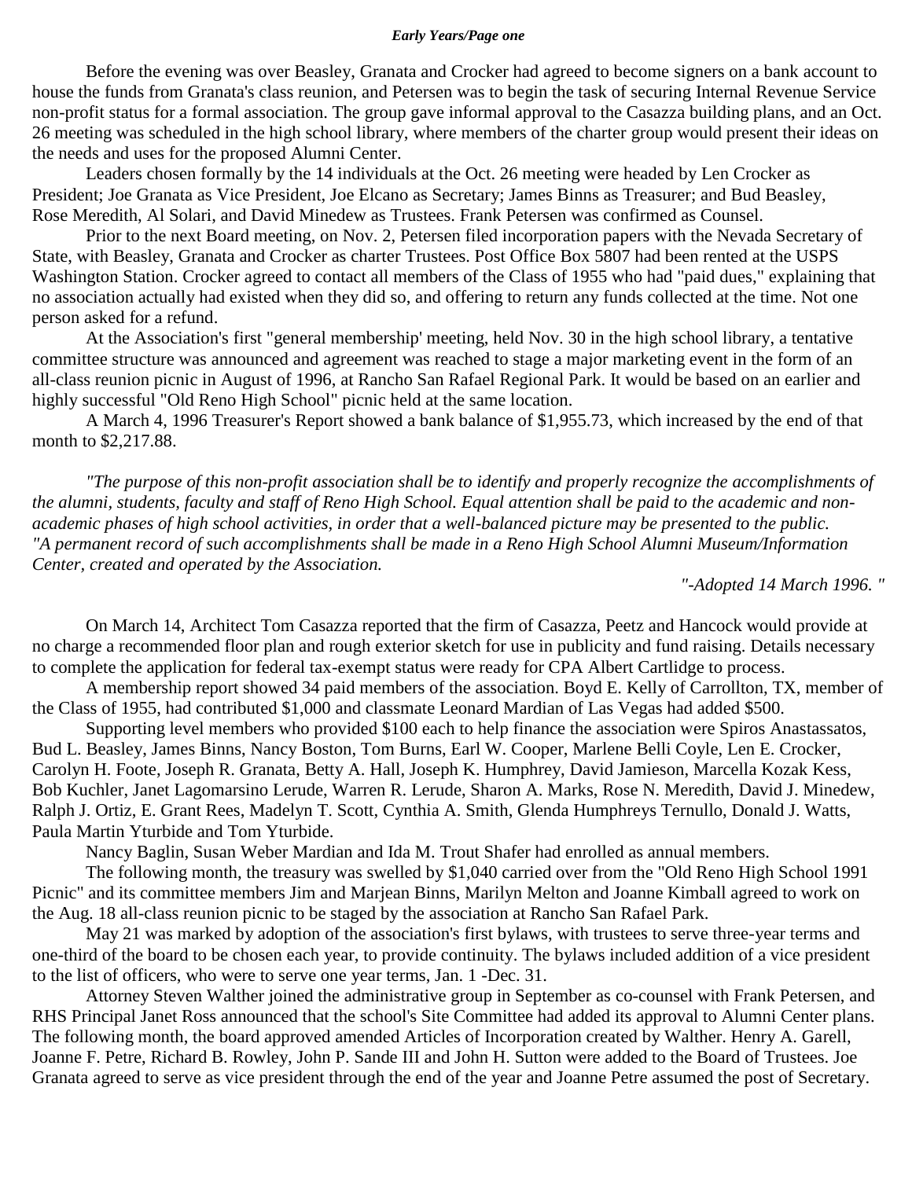Before the evening was over Beasley, Granata and Crocker had agreed to become signers on a bank account to house the funds from Granata's class reunion, and Petersen was to begin the task of securing Internal Revenue Service non-profit status for a formal association. The group gave informal approval to the Casazza building plans, and an Oct. 26 meeting was scheduled in the high school library, where members of the charter group would present their ideas on the needs and uses for the proposed Alumni Center.

Leaders chosen formally by the 14 individuals at the Oct. 26 meeting were headed by Len Crocker as President; Joe Granata as Vice President, Joe Elcano as Secretary; James Binns as Treasurer; and Bud Beasley, Rose Meredith, Al Solari, and David Minedew as Trustees. Frank Petersen was confirmed as Counsel.

Prior to the next Board meeting, on Nov. 2, Petersen filed incorporation papers with the Nevada Secretary of State, with Beasley, Granata and Crocker as charter Trustees. Post Office Box 5807 had been rented at the USPS Washington Station. Crocker agreed to contact all members of the Class of 1955 who had "paid dues," explaining that no association actually had existed when they did so, and offering to return any funds collected at the time. Not one person asked for a refund.

At the Association's first "general membership' meeting, held Nov. 30 in the high school library, a tentative committee structure was announced and agreement was reached to stage a major marketing event in the form of an all-class reunion picnic in August of 1996, at Rancho San Rafael Regional Park. It would be based on an earlier and highly successful "Old Reno High School" picnic held at the same location.

A March 4, 1996 Treasurer's Report showed a bank balance of $1,955.73, which increased by the end of that month to $2,217.88.

*"The purpose of this non-profit association shall be to identify and properly recognize the accomplishments of the alumni, students, faculty and staff of Reno High School. Equal attention shall be paid to the academic and non-academic phases of high school activities, in order that a well-balanced picture may be presented to the public. "A permanent record of such accomplishments shall be made in a Reno High School Alumni Museum/Information Center, created and operated by the Association.*

*"-Adopted 14 March 1996. "*

On March 14, Architect Tom Casazza reported that the firm of Casazza, Peetz and Hancock would provide at no charge a recommended floor plan and rough exterior sketch for use in publicity and fund raising. Details necessary to complete the application for federal tax-exempt status were ready for CPA Albert Cartlidge to process.

A membership report showed 34 paid members of the association. Boyd E. Kelly of Carrollton, TX, member of the Class of 1955, had contributed $1,000 and classmate Leonard Mardian of Las Vegas had added $500.

Supporting level members who provided $100 each to help finance the association were Spiros Anastassatos, Bud L. Beasley, James Binns, Nancy Boston, Tom Burns, Earl W. Cooper, Marlene Belli Coyle, Len E. Crocker, Carolyn H. Foote, Joseph R. Granata, Betty A. Hall, Joseph K. Humphrey, David Jamieson, Marcella Kozak Kess, Bob Kuchler, Janet Lagomarsino Lerude, Warren R. Lerude, Sharon A. Marks, Rose N. Meredith, David J. Minedew, Ralph J. Ortiz, E. Grant Rees, Madelyn T. Scott, Cynthia A. Smith, Glenda Humphreys Ternullo, Donald J. Watts, Paula Martin Yturbide and Tom Yturbide.

Nancy Baglin, Susan Weber Mardian and Ida M. Trout Shafer had enrolled as annual members.

The following month, the treasury was swelled by $1,040 carried over from the "Old Reno High School 1991 Picnic" and its committee members Jim and Marjean Binns, Marilyn Melton and Joanne Kimball agreed to work on the Aug. 18 all-class reunion picnic to be staged by the association at Rancho San Rafael Park.

May 21 was marked by adoption of the association's first bylaws, with trustees to serve three-year terms and one-third of the board to be chosen each year, to provide continuity. The bylaws included addition of a vice president to the list of officers, who were to serve one year terms, Jan. 1 -Dec. 31.

Attorney Steven Walther joined the administrative group in September as co-counsel with Frank Petersen, and RHS Principal Janet Ross announced that the school's Site Committee had added its approval to Alumni Center plans. The following month, the board approved amended Articles of Incorporation created by Walther. Henry A. Garell, Joanne F. Petre, Richard B. Rowley, John P. Sande III and John H. Sutton were added to the Board of Trustees. Joe Granata agreed to serve as vice president through the end of the year and Joanne Petre assumed the post of Secretary.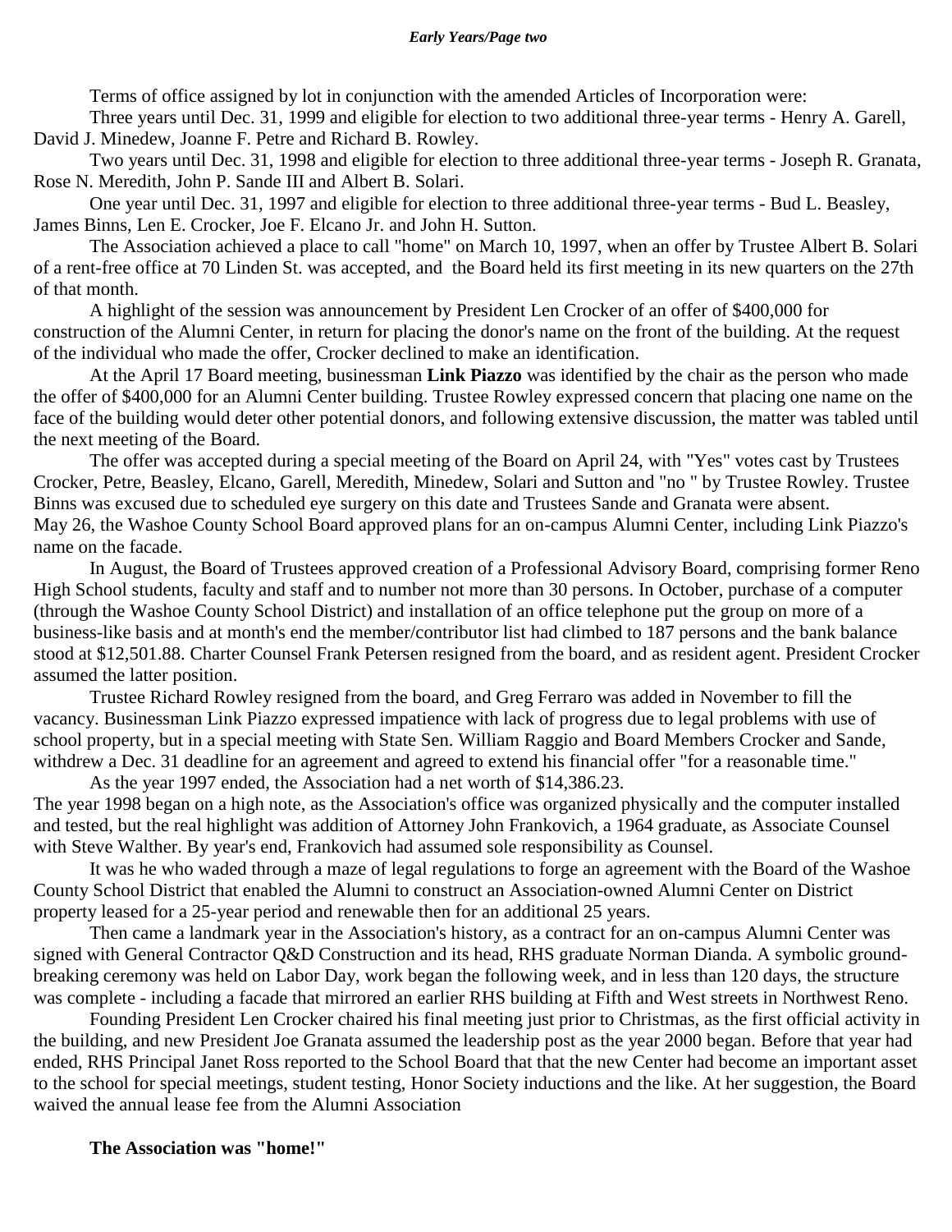Terms of office assigned by lot in conjunction with the amended Articles of Incorporation were:

Three years until Dec. 31, 1999 and eligible for election to two additional three-year terms - Henry A. Garell, David J. Minedew, Joanne F. Petre and Richard B. Rowley.

Two years until Dec. 31, 1998 and eligible for election to three additional three-year terms - Joseph R. Granata, Rose N. Meredith, John P. Sande III and Albert B. Solari.

One year until Dec. 31, 1997 and eligible for election to three additional three-year terms - Bud L. Beasley, James Binns, Len E. Crocker, Joe F. Elcano Jr. and John H. Sutton.

The Association achieved a place to call "home" on March 10, 1997, when an offer by Trustee Albert B. Solari of a rent-free office at 70 Linden St. was accepted, and the Board held its first meeting in its new quarters on the 27th of that month.

A highlight of the session was announcement by President Len Crocker of an offer of $400,000 for construction of the Alumni Center, in return for placing the donor's name on the front of the building. At the request of the individual who made the offer, Crocker declined to make an identification.

At the April 17 Board meeting, businessman **Link Piazzo** was identified by the chair as the person who made the offer of $400,000 for an Alumni Center building. Trustee Rowley expressed concern that placing one name on the face of the building would deter other potential donors, and following extensive discussion, the matter was tabled until the next meeting of the Board.

The offer was accepted during a special meeting of the Board on April 24, with "Yes" votes cast by Trustees Crocker, Petre, Beasley, Elcano, Garell, Meredith, Minedew, Solari and Sutton and "no " by Trustee Rowley. Trustee Binns was excused due to scheduled eye surgery on this date and Trustees Sande and Granata were absent.

May 26, the Washoe County School Board approved plans for an on-campus Alumni Center, including Link Piazzo's name on the facade.

In August, the Board of Trustees approved creation of a Professional Advisory Board, comprising former Reno High School students, faculty and staff and to number not more than 30 persons. In October, purchase of a computer (through the Washoe County School District) and installation of an office telephone put the group on more of a business-like basis and at month's end the member/contributor list had climbed to 187 persons and the bank balance stood at $12,501.88. Charter Counsel Frank Petersen resigned from the board, and as resident agent. President Crocker assumed the latter position.

Trustee Richard Rowley resigned from the board, and Greg Ferraro was added in November to fill the vacancy. Businessman Link Piazzo expressed impatience with lack of progress due to legal problems with use of school property, but in a special meeting with State Sen. William Raggio and Board Members Crocker and Sande, withdrew a Dec. 31 deadline for an agreement and agreed to extend his financial offer "for a reasonable time."

As the year 1997 ended, the Association had a net worth of $14,386.23.

The year 1998 began on a high note, as the Association's office was organized physically and the computer installed and tested, but the real highlight was addition of Attorney John Frankovich, a 1964 graduate, as Associate Counsel with Steve Walther. By year's end, Frankovich had assumed sole responsibility as Counsel.

It was he who waded through a maze of legal regulations to forge an agreement with the Board of the Washoe County School District that enabled the Alumni to construct an Association-owned Alumni Center on District property leased for a 25-year period and renewable then for an additional 25 years.

Then came a landmark year in the Association's history, as a contract for an on-campus Alumni Center was signed with General Contractor Q&D Construction and its head, RHS graduate Norman Dianda. A symbolic ground-breaking ceremony was held on Labor Day, work began the following week, and in less than 120 days, the structure was complete - including a facade that mirrored an earlier RHS building at Fifth and West streets in Northwest Reno.

Founding President Len Crocker chaired his final meeting just prior to Christmas, as the first official activity in the building, and new President Joe Granata assumed the leadership post as the year 2000 began. Before that year had ended, RHS Principal Janet Ross reported to the School Board that that the new Center had become an important asset to the school for special meetings, student testing, Honor Society inductions and the like. At her suggestion, the Board waived the annual lease fee from the Alumni Association

**The Association was "home!"**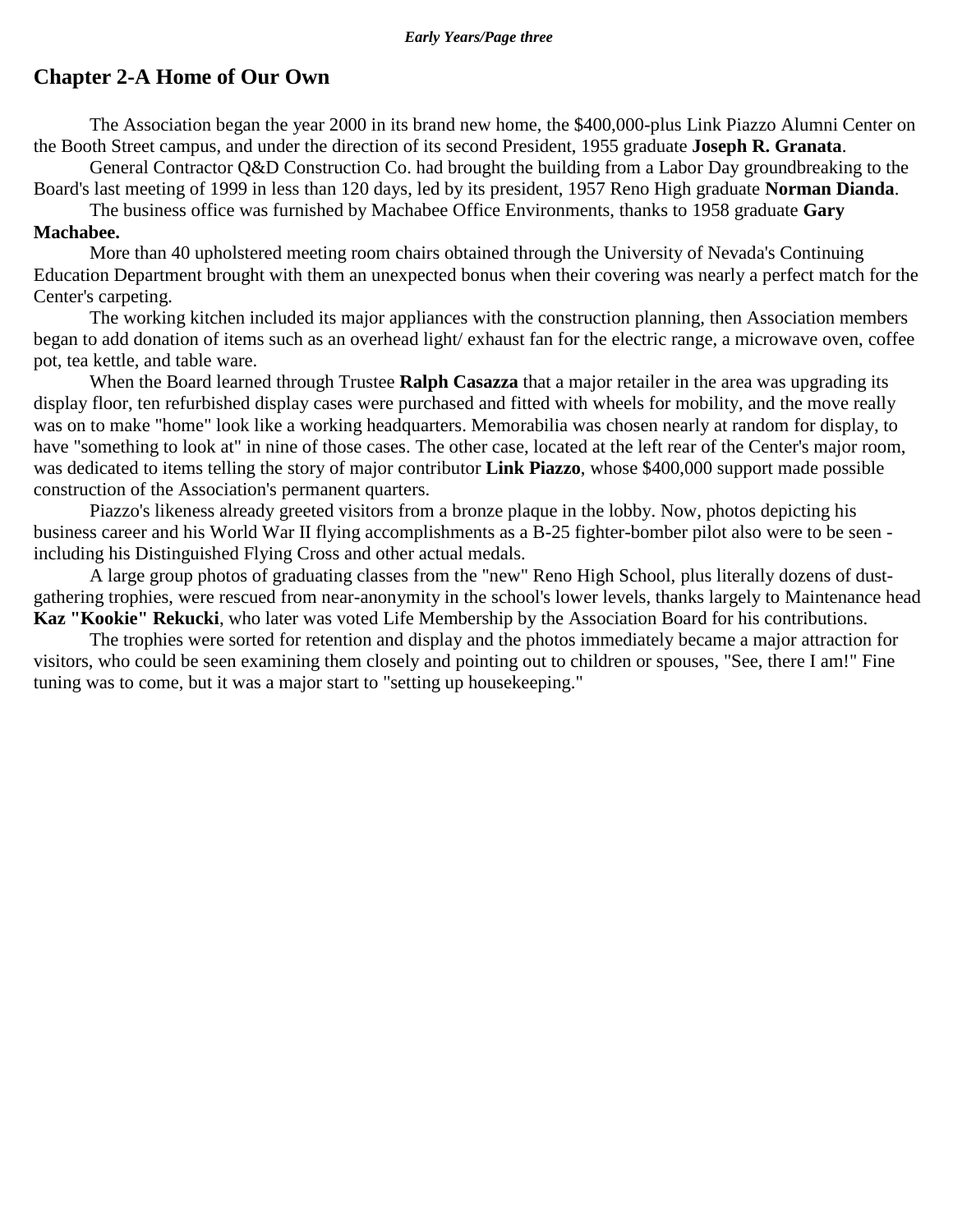## Chapter 2-A Home of Our Own

The Association began the year 2000 in its brand new home, the $400,000-plus Link Piazzo Alumni Center on the Booth Street campus, and under the direction of its second President, 1955 graduate **Joseph R. Granata**.

General Contractor Q&D Construction Co. had brought the building from a Labor Day groundbreaking to the Board's last meeting of 1999 in less than 120 days, led by its president, 1957 Reno High graduate **Norman Dianda**.

The business office was furnished by Machabee Office Environments, thanks to 1958 graduate **Gary Machabee.**

More than 40 upholstered meeting room chairs obtained through the University of Nevada's Continuing Education Department brought with them an unexpected bonus when their covering was nearly a perfect match for the Center's carpeting.

The working kitchen included its major appliances with the construction planning, then Association members began to add donation of items such as an overhead light/ exhaust fan for the electric range, a microwave oven, coffee pot, tea kettle, and table ware.

When the Board learned through Trustee **Ralph Casazza** that a major retailer in the area was upgrading its display floor, ten refurbished display cases were purchased and fitted with wheels for mobility, and the move really was on to make "home" look like a working headquarters. Memorabilia was chosen nearly at random for display, to have "something to look at" in nine of those cases. The other case, located at the left rear of the Center's major room, was dedicated to items telling the story of major contributor **Link Piazzo**, whose $400,000 support made possible construction of the Association's permanent quarters.

Piazzo's likeness already greeted visitors from a bronze plaque in the lobby. Now, photos depicting his business career and his World War II flying accomplishments as a B-25 fighter-bomber pilot also were to be seen - including his Distinguished Flying Cross and other actual medals.

A large group photos of graduating classes from the "new" Reno High School, plus literally dozens of dust-gathering trophies, were rescued from near-anonymity in the school's lower levels, thanks largely to Maintenance head **Kaz "Kookie" Rekucki**, who later was voted Life Membership by the Association Board for his contributions.

The trophies were sorted for retention and display and the photos immediately became a major attraction for visitors, who could be seen examining them closely and pointing out to children or spouses, "See, there I am!" Fine tuning was to come, but it was a major start to "setting up housekeeping."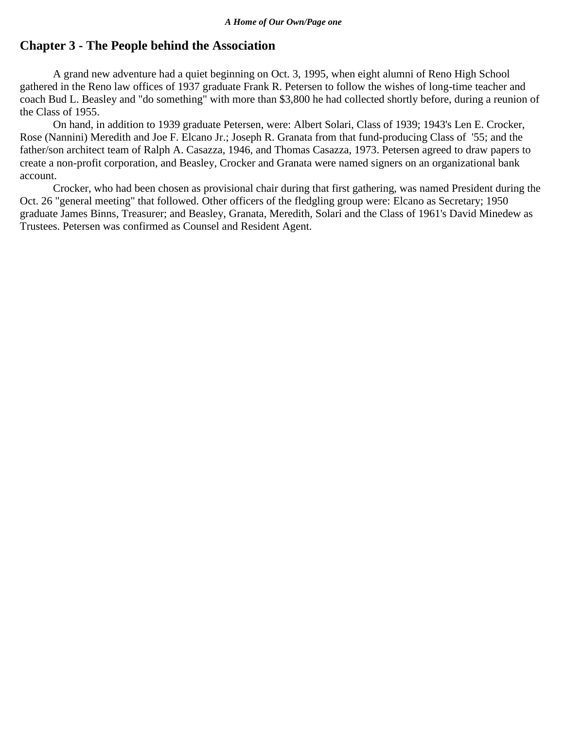## Chapter 3 - The People behind the Association

A grand new adventure had a quiet beginning on Oct. 3, 1995, when eight alumni of Reno High School gathered in the Reno law offices of 1937 graduate Frank R. Petersen to follow the wishes of long-time teacher and coach Bud L. Beasley and "do something" with more than $3,800 he had collected shortly before, during a reunion of the Class of 1955.

On hand, in addition to 1939 graduate Petersen, were: Albert Solari, Class of 1939; 1943's Len E. Crocker, Rose (Nannini) Meredith and Joe F. Elcano Jr.; Joseph R. Granata from that fund-producing Class of '55; and the father/son architect team of Ralph A. Casazza, 1946, and Thomas Casazza, 1973. Petersen agreed to draw papers to create a non-profit corporation, and Beasley, Crocker and Granata were named signers on an organizational bank account.

Crocker, who had been chosen as provisional chair during that first gathering, was named President during the Oct. 26 "general meeting" that followed. Other officers of the fledgling group were: Elcano as Secretary; 1950 graduate James Binns, Treasurer; and Beasley, Granata, Meredith, Solari and the Class of 1961's David Minedew as Trustees. Petersen was confirmed as Counsel and Resident Agent.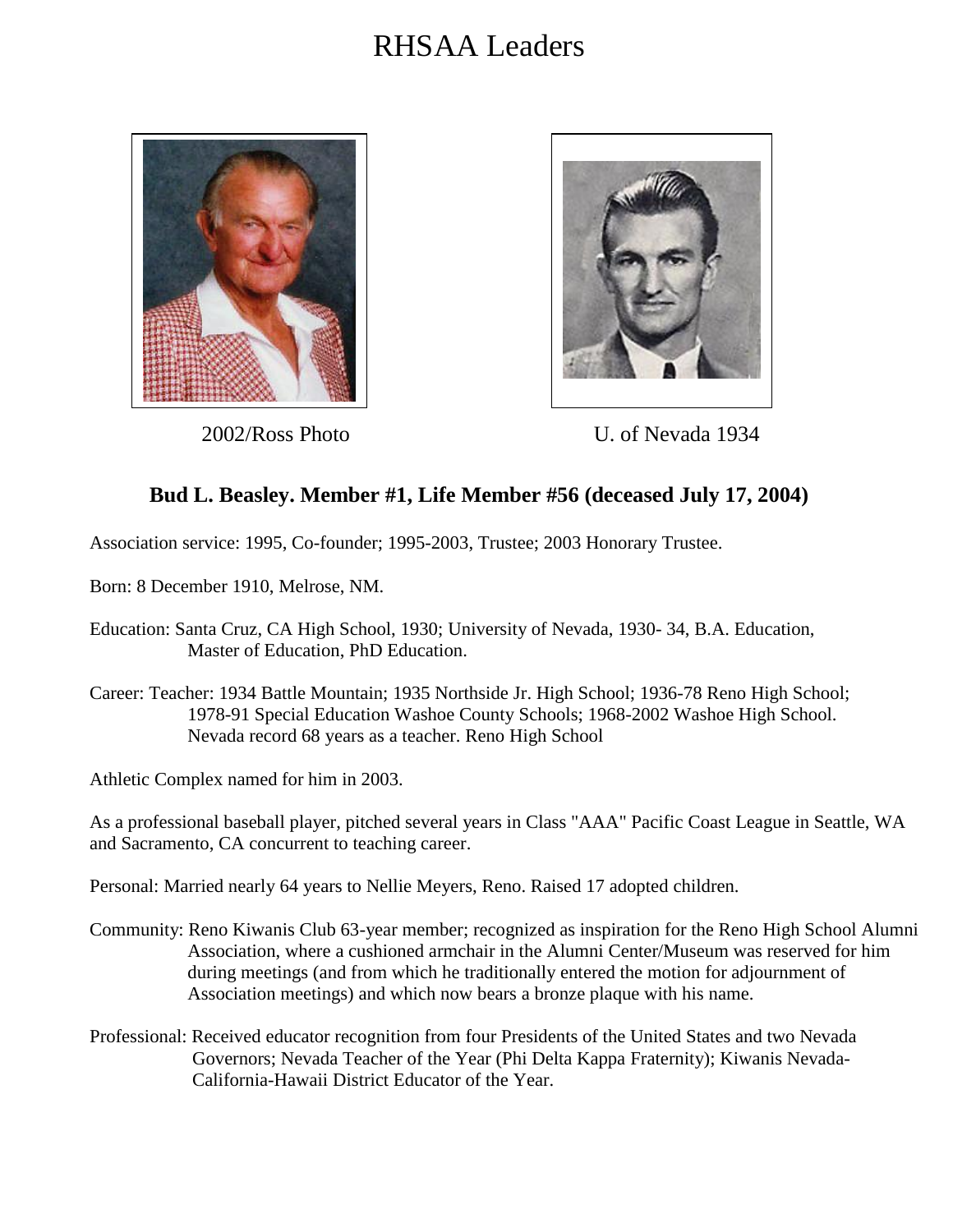# RHSAA Leaders

2002/Ross Photo

U. of Nevada 1934

**Bud L. Beasley. Member #1, Life Member #56 (deceased July 17, 2004)**

Association service: 1995, Co-founder; 1995-2003, Trustee; 2003 Honorary Trustee.

Born: 8 December 1910, Melrose, NM.

Education: Santa Cruz, CA High School, 1930; University of Nevada, 1930- 34, B.A. Education, Master of Education, PhD Education.

Career: Teacher: 1934 Battle Mountain; 1935 Northside Jr. High School; 1936-78 Reno High School; 1978-91 Special Education Washoe County Schools; 1968-2002 Washoe High School. Nevada record 68 years as a teacher. Reno High School

Athletic Complex named for him in 2003.

As a professional baseball player, pitched several years in Class "AAA" Pacific Coast League in Seattle, WA and Sacramento, CA concurrent to teaching career.

Personal: Married nearly 64 years to Nellie Meyers, Reno. Raised 17 adopted children.

Community: Reno Kiwanis Club 63-year member; recognized as inspiration for the Reno High School Alumni Association, where a cushioned armchair in the Alumni Center/Museum was reserved for him during meetings (and from which he traditionally entered the motion for adjournment of Association meetings) and which now bears a bronze plaque with his name.

Professional: Received educator recognition from four Presidents of the United States and two Nevada Governors; Nevada Teacher of the Year (Phi Delta Kappa Fraternity); Kiwanis Nevada-California-Hawaii District Educator of the Year.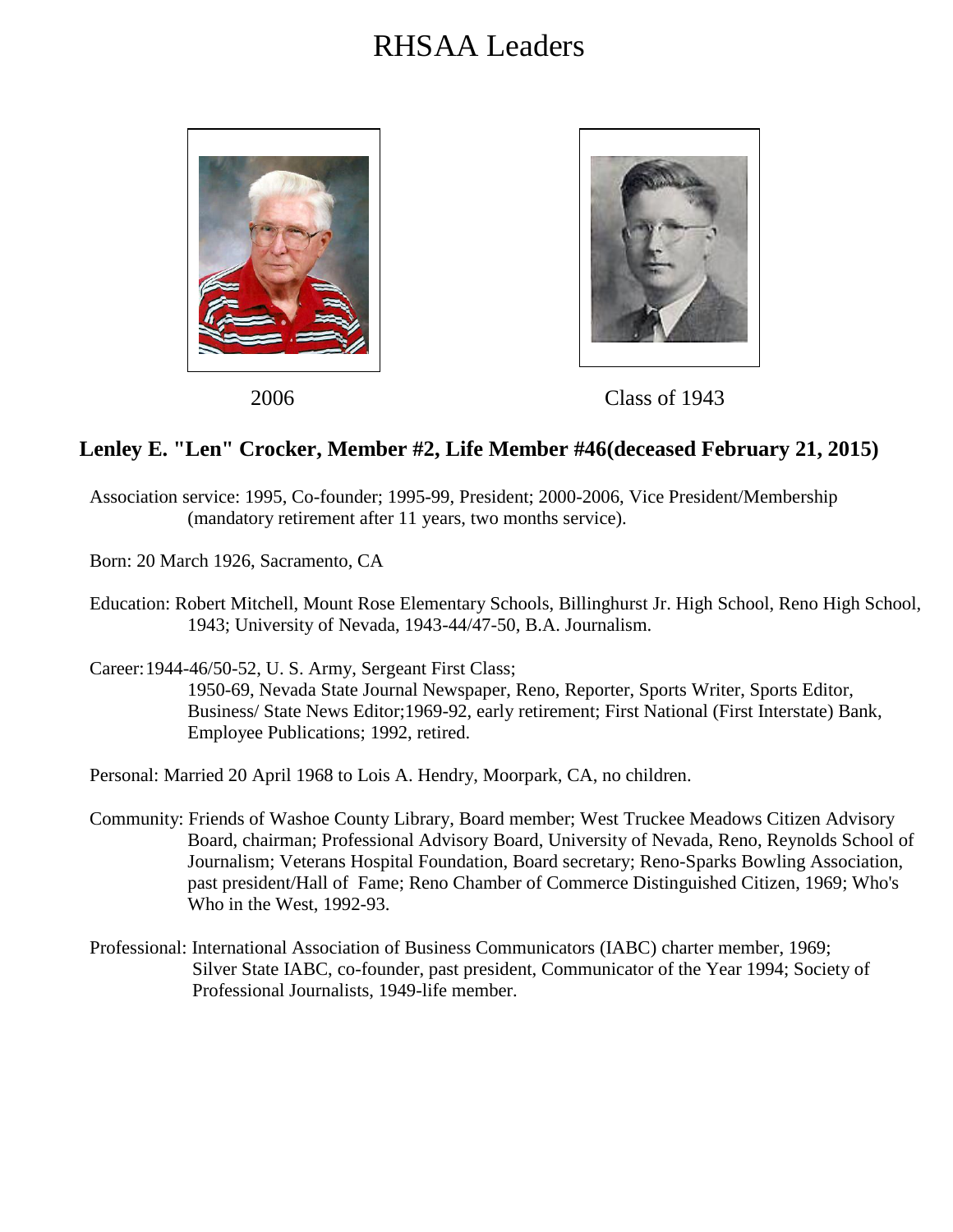# RHSAA Leaders

2006

Class of 1943

### Lenley E. "Len" Crocker, Member #2, Life Member #46(deceased February 21, 2015)

Association service: 1995, Co-founder; 1995-99, President; 2000-2006, Vice President/Membership (mandatory retirement after 11 years, two months service).

Born: 20 March 1926, Sacramento, CA

Education: Robert Mitchell, Mount Rose Elementary Schools, Billinghurst Jr. High School, Reno High School, 1943; University of Nevada, 1943-44/47-50, B.A. Journalism.

Career: 1944-46/50-52, U. S. Army, Sergeant First Class;
1950-69, Nevada State Journal Newspaper, Reno, Reporter, Sports Writer, Sports Editor, Business/ State News Editor;1969-92, early retirement; First National (First Interstate) Bank, Employee Publications; 1992, retired.

Personal: Married 20 April 1968 to Lois A. Hendry, Moorpark, CA, no children.

Community: Friends of Washoe County Library, Board member; West Truckee Meadows Citizen Advisory Board, chairman; Professional Advisory Board, University of Nevada, Reno, Reynolds School of Journalism; Veterans Hospital Foundation, Board secretary; Reno-Sparks Bowling Association, past president/Hall of Fame; Reno Chamber of Commerce Distinguished Citizen, 1969; Who's Who in the West, 1992-93.

Professional: International Association of Business Communicators (IABC) charter member, 1969; Silver State IABC, co-founder, past president, Communicator of the Year 1994; Society of Professional Journalists, 1949-life member.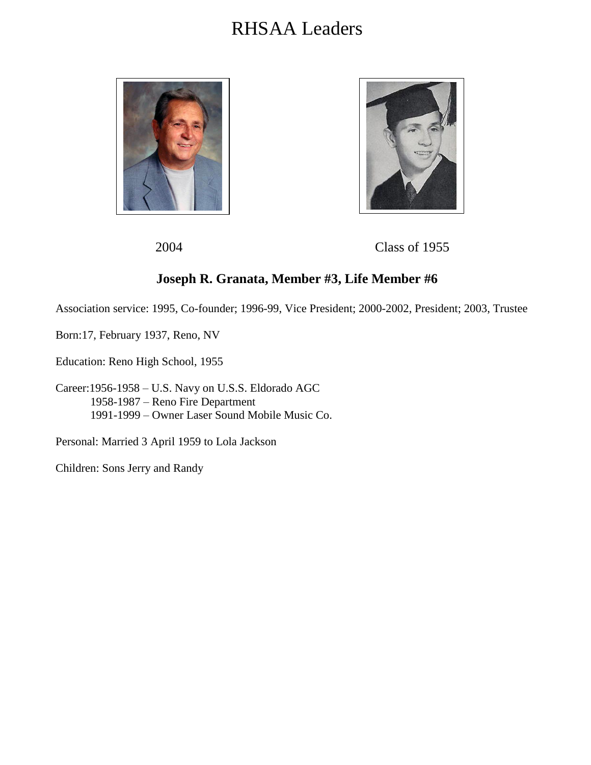# RHSAA Leaders

2004 Class of 1955

**Joseph R. Granata, Member #3, Life Member #6**

Association service: 1995, Co-founder; 1996-99, Vice President; 2000-2002, President; 2003, Trustee

Born:17, February 1937, Reno, NV

Education: Reno High School, 1955

Career:1956-1958 – U.S. Navy on U.S.S. Eldorado AGC
1958-1987 – Reno Fire Department
1991-1999 – Owner Laser Sound Mobile Music Co.

Personal: Married 3 April 1959 to Lola Jackson

Children: Sons Jerry and Randy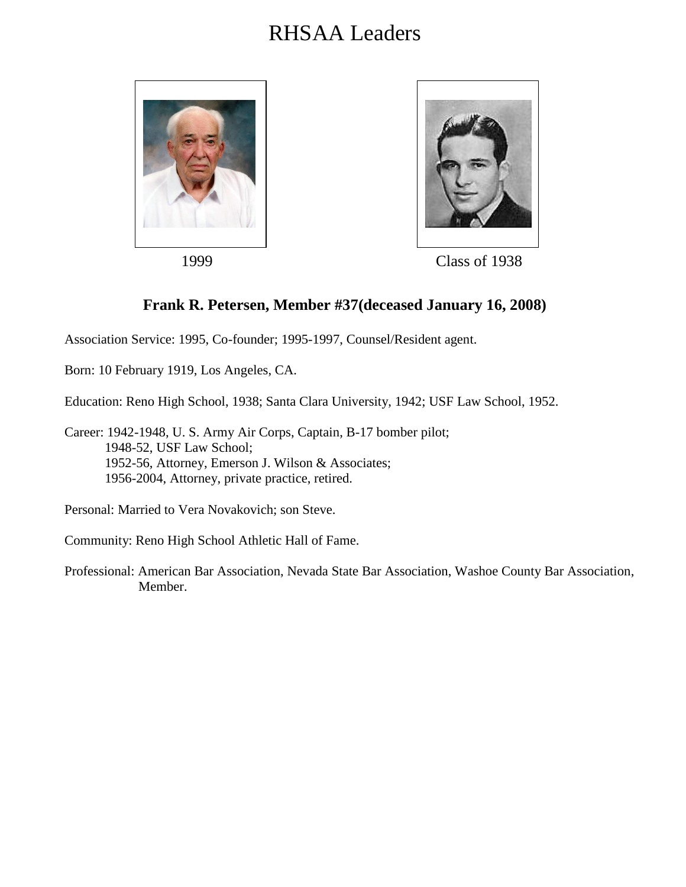# RHSAA Leaders

1999

Class of 1938

**Frank R. Petersen, Member #37(deceased January 16, 2008)**

Association Service: 1995, Co-founder; 1995-1997, Counsel/Resident agent.

Born: 10 February 1919, Los Angeles, CA.

Education: Reno High School, 1938; Santa Clara University, 1942; USF Law School, 1952.

Career: 1942-1948, U. S. Army Air Corps, Captain, B-17 bomber pilot;
1948-52, USF Law School;
1952-56, Attorney, Emerson J. Wilson & Associates;
1956-2004, Attorney, private practice, retired.

Personal: Married to Vera Novakovich; son Steve.

Community: Reno High School Athletic Hall of Fame.

Professional: American Bar Association, Nevada State Bar Association, Washoe County Bar Association, Member.